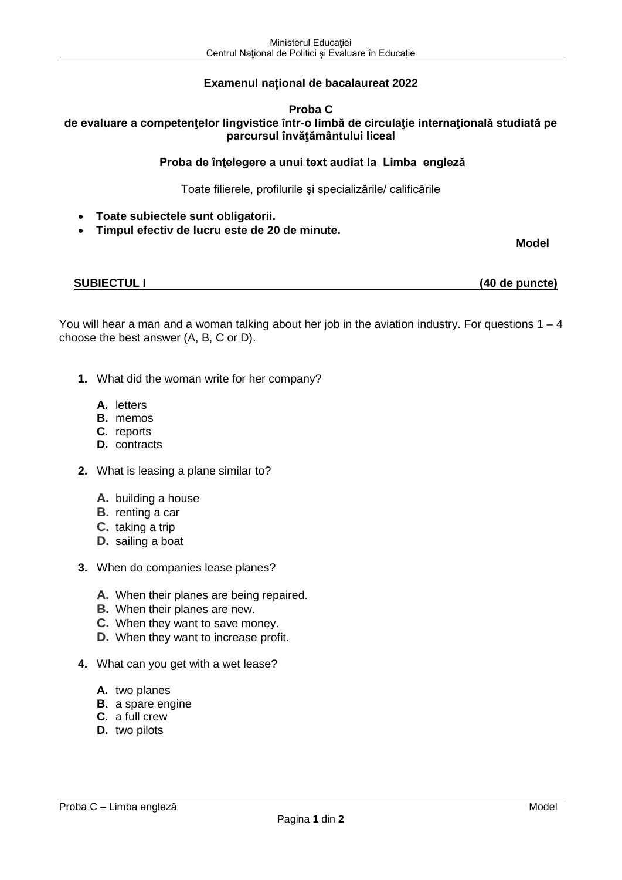**Examenul național de bacalaureat 2022**

**Proba C**
**de evaluare a competenţelor lingvistice într-o limbă de circulaţie internaţională studiată pe parcursul învăţământului liceal**

**Proba de înţelegere a unui text audiat la Limba engleză**

Toate filierele, profilurile şi specializările/ calificările

- **Toate subiectele sunt obligatorii.**
- **Timpul efectiv de lucru este de 20 de minute.**

**Model**

**SUBIECTUL I** **(40 de puncte)**

You will hear a man and a woman talking about her job in the aviation industry. For questions 1 – 4 choose the best answer (A, B, C or D).

**1.** What did the woman write for her company?

**A.** letters
**B.** memos
**C.** reports
**D.** contracts

**2.** What is leasing a plane similar to?

**A.** building a house
**B.** renting a car
**C.** taking a trip
**D.** sailing a boat

**3.** When do companies lease planes?

**A.** When their planes are being repaired.
**B.** When their planes are new.
**C.** When they want to save money.
**D.** When they want to increase profit.

**4.** What can you get with a wet lease?

**A.** two planes
**B.** a spare engine
**C.** a full crew
**D.** two pilots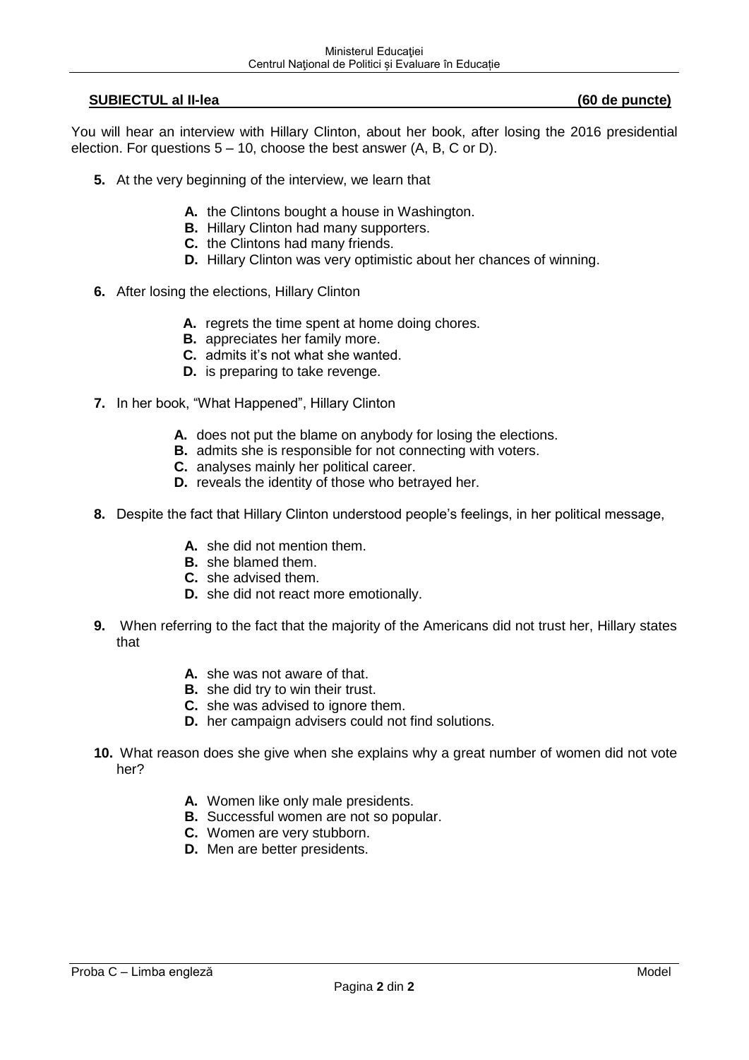**SUBIECTUL al II-lea (60 de puncte)**

You will hear an interview with Hillary Clinton, about her book, after losing the 2016 presidential election. For questions 5 – 10, choose the best answer (A, B, C or D).

**5.** At the very beginning of the interview, we learn that

- **A.** the Clintons bought a house in Washington.
- **B.** Hillary Clinton had many supporters.
- **C.** the Clintons had many friends.
- **D.** Hillary Clinton was very optimistic about her chances of winning.

**6.** After losing the elections, Hillary Clinton

- **A.** regrets the time spent at home doing chores.
- **B.** appreciates her family more.
- **C.** admits it's not what she wanted.
- **D.** is preparing to take revenge.

**7.** In her book, "What Happened", Hillary Clinton

- **A.** does not put the blame on anybody for losing the elections.
- **B.** admits she is responsible for not connecting with voters.
- **C.** analyses mainly her political career.
- **D.** reveals the identity of those who betrayed her.

**8.** Despite the fact that Hillary Clinton understood people's feelings, in her political message,

- **A.** she did not mention them.
- **B.** she blamed them.
- **C.** she advised them.
- **D.** she did not react more emotionally.

**9.** When referring to the fact that the majority of the Americans did not trust her, Hillary states that

- **A.** she was not aware of that.
- **B.** she did try to win their trust.
- **C.** she was advised to ignore them.
- **D.** her campaign advisers could not find solutions.

**10.** What reason does she give when she explains why a great number of women did not vote her?

- **A.** Women like only male presidents.
- **B.** Successful women are not so popular.
- **C.** Women are very stubborn.
- **D.** Men are better presidents.